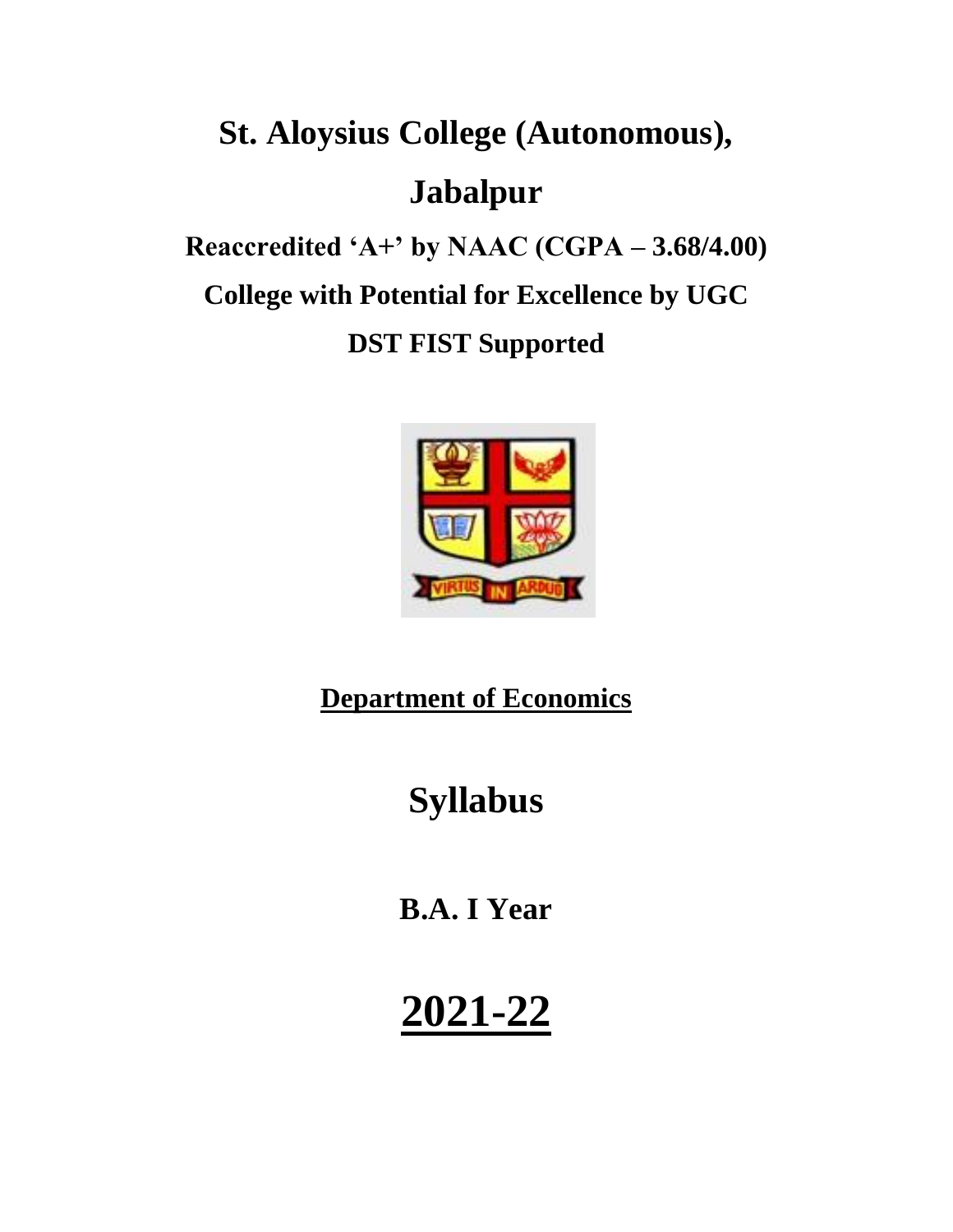# St. Aloysius College (Autonomous),

# Jabalpur

## Reaccredited 'A+' by NAAC (CGPA – 3.68/4.00)

## College with Potential for Excellence by UGC

## DST FIST Supported

**Department of Economics**

# Syllabus

## B.A. I Year

# 2021-22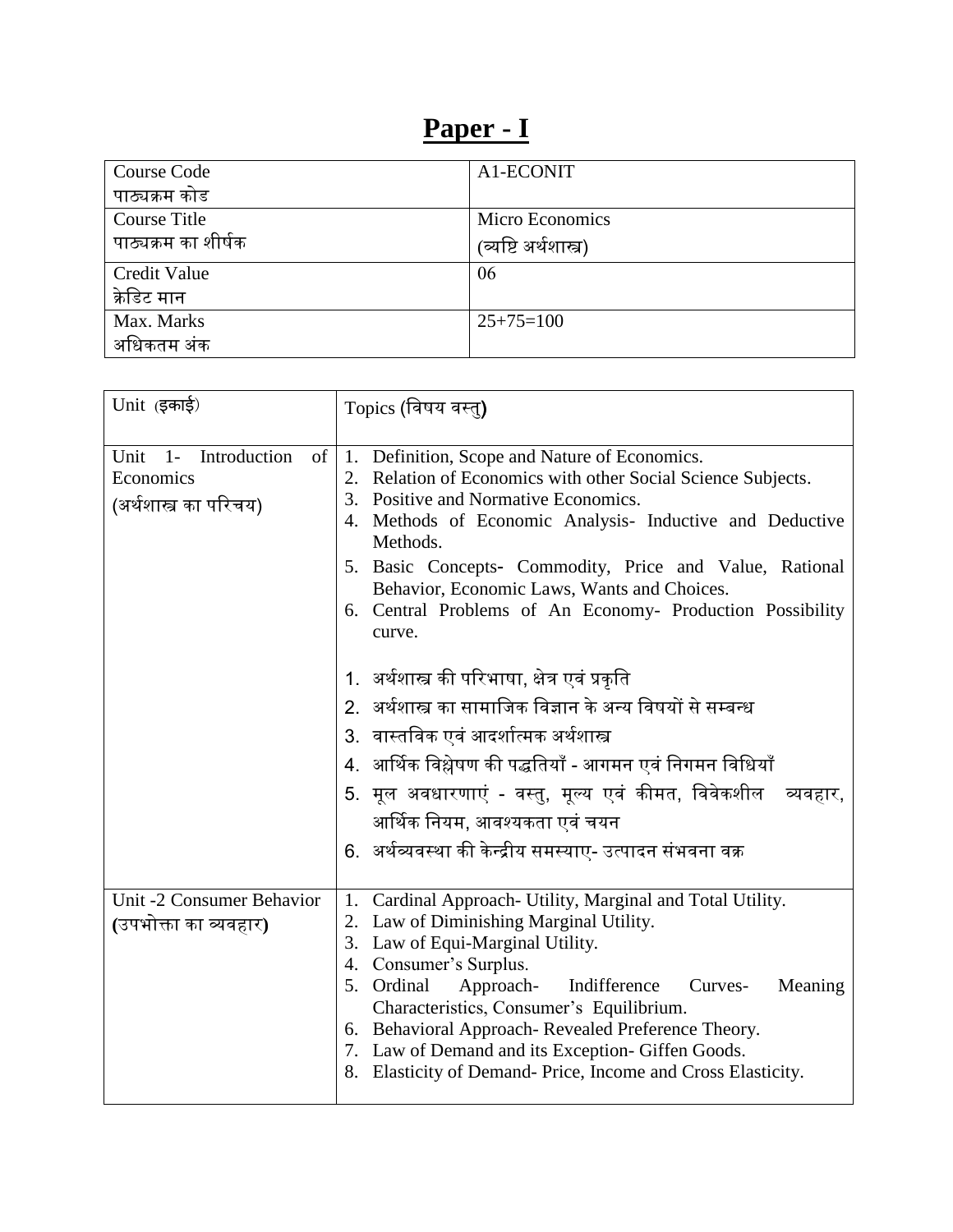# Paper - I

| Course Code<br>पाठ्यक्रम कोड | A1-ECONIT |
|---|---|
| Course Title<br>पाठ्यक्रम का शीर्षक | Micro Economics<br>(व्यष्टि अर्थशास्त्र) |
| Credit Value<br>क्रेडिट मान | 06 |
| Max. Marks<br>अधिकतम अंक | 25+75=100 |

| Unit (इकाई) | Topics (विषय वस्तु) |
|---|---|
| Unit 1- Introduction of Economics<br>(अर्थशास्त्र का परिचय) | 1. Definition, Scope and Nature of Economics.<br>2. Relation of Economics with other Social Science Subjects.<br>3. Positive and Normative Economics.<br>4. Methods of Economic Analysis- Inductive and Deductive Methods.<br>5. Basic Concepts- Commodity, Price and Value, Rational Behavior, Economic Laws, Wants and Choices.<br>6. Central Problems of An Economy- Production Possibility curve.<br><br>1. अर्थशास्त्र की परिभाषा, क्षेत्र एवं प्रकृति<br>2. अर्थशास्त्र का सामाजिक विज्ञान के अन्य विषयों से सम्बन्ध<br>3. वास्तविक एवं आदर्शात्मक अर्थशास्त्र<br>4. आर्थिक विश्लेषण की पद्धतियाँ - आगमन एवं निगमन विधियाँ<br>5. मूल अवधारणाएं - वस्तु, मूल्य एवं कीमत, विवेकशील व्यवहार, आर्थिक नियम, आवश्यकता एवं चयन<br>6. अर्थव्यवस्था की केन्द्रीय समस्याए- उत्पादन संभवना वक्र |
| Unit -2 Consumer Behavior<br>(उपभोक्ता का व्यवहार) | 1. Cardinal Approach- Utility, Marginal and Total Utility.<br>2. Law of Diminishing Marginal Utility.<br>3. Law of Equi-Marginal Utility.<br>4. Consumer's Surplus.<br>5. Ordinal Approach- Indifference Curves- Meaning Characteristics, Consumer's Equilibrium.<br>6. Behavioral Approach- Revealed Preference Theory.<br>7. Law of Demand and its Exception- Giffen Goods.<br>8. Elasticity of Demand- Price, Income and Cross Elasticity. |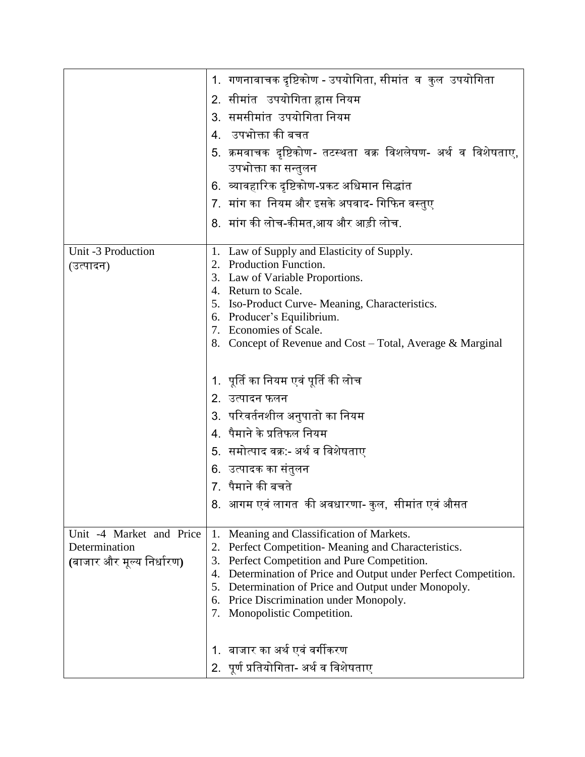| | |
|---|---|
| | 1. गणनावाचक दृष्टिकोण - उपयोगिता, सीमांत व कुल उपयोगिता<br>2. सीमांत उपयोगिता ह्रास नियम<br>3. समसीमांत उपयोगिता नियम<br>4. उपभोक्ता की बचत<br>5. क्रमवाचक दृष्टिकोण- तटस्थता वक्र विशलेषण- अर्थ व विशेषताए, उपभोक्ता का सन्तुलन<br>6. व्यावहारिक दृष्टिकोण-प्रकट अधिमान सिद्धांत<br>7. मांग का नियम और इसके अपवाद- गिफिन वस्तुए<br>8. मांग की लोच-कीमत,आय और आड़ी लोच. |
| Unit -3 Production<br>(उत्पादन) | 1. Law of Supply and Elasticity of Supply.<br>2. Production Function.<br>3. Law of Variable Proportions.<br>4. Return to Scale.<br>5. Iso-Product Curve- Meaning, Characteristics.<br>6. Producer's Equilibrium.<br>7. Economies of Scale.<br>8. Concept of Revenue and Cost – Total, Average & Marginal<br><br>1. पूर्ति का नियम एवं पूर्ति की लोच<br>2. उत्पादन फलन<br>3. परिवर्तनशील अनुपातो का नियम<br>4. पैमाने के प्रतिफल नियम<br>5. समोत्पाद वक्र:- अर्थ व विशेषताए<br>6. उत्पादक का संतुलन<br>7. पैमाने की बचते<br>8. आगम एवं लागत की अवधारणा- कुल, सीमांत एवं औसत |
| Unit -4 Market and Price Determination<br>**(बाजार और मूल्य निर्धारण)** | 1. Meaning and Classification of Markets.<br>2. Perfect Competition- Meaning and Characteristics.<br>3. Perfect Competition and Pure Competition.<br>4. Determination of Price and Output under Perfect Competition.<br>5. Determination of Price and Output under Monopoly.<br>6. Price Discrimination under Monopoly.<br>7. Monopolistic Competition.<br><br>1. बाजार का अर्थ एवं वर्गीकरण<br>2. पूर्ण प्रतियोगिता- अर्थ व विशेषताए |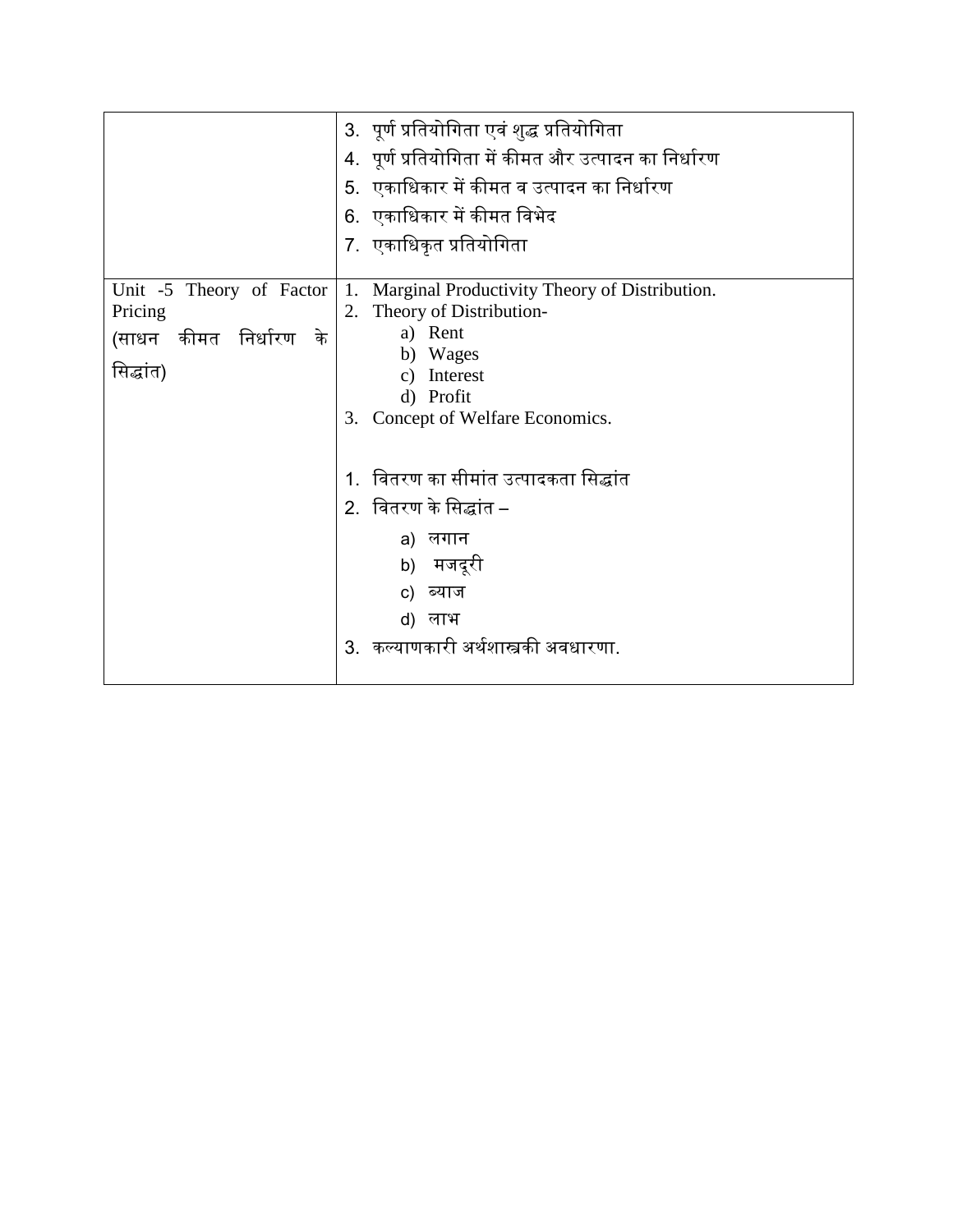| | |
|---|---|
| | 3. पूर्ण प्रतियोगिता एवं शुद्ध प्रतियोगिता<br>4. पूर्ण प्रतियोगिता में कीमत और उत्पादन का निर्धारण<br>5. एकाधिकार में कीमत व उत्पादन का निर्धारण<br>6. एकाधिकार में कीमत विभेद<br>7. एकाधिकृत प्रतियोगिता |
| Unit -5 Theory of Factor Pricing<br>(साधन कीमत निर्धारण के सिद्धांत) | 1. Marginal Productivity Theory of Distribution.<br>2. Theory of Distribution-<br>a) Rent<br>b) Wages<br>c) Interest<br>d) Profit<br>3. Concept of Welfare Economics.<br><br>1. वितरण का सीमांत उत्पादकता सिद्धांत<br>2. वितरण के सिद्धांत –<br>a) लगान<br>b) मजदूरी<br>c) ब्याज<br>d) लाभ<br>3. कल्याणकारी अर्थशास्त्रकी अवधारणा. |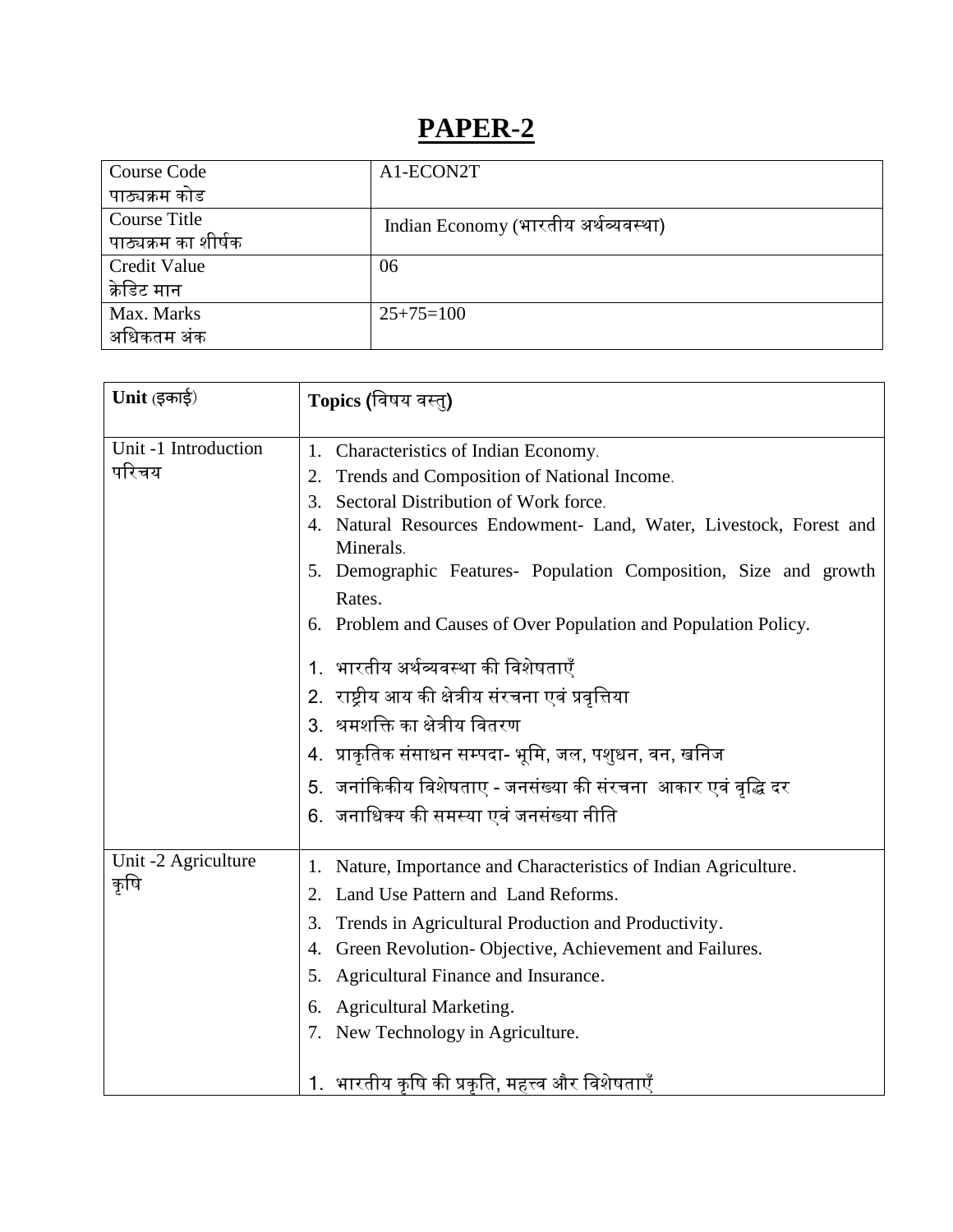# PAPER-2

| Course Code<br>पाठ्यक्रम कोड | A1-ECON2T |
|---|---|
| Course Title<br>पाठ्यक्रम का शीर्षक | Indian Economy (भारतीय अर्थव्यवस्था) |
| Credit Value<br>क्रेडिट मान | 06 |
| Max. Marks<br>अधिकतम अंक | 25+75=100 |

| Unit (इकाई) | Topics (विषय वस्तु) |
|---|---|
| Unit -1 Introduction<br>परिचय | 1. Characteristics of Indian Economy.<br>2. Trends and Composition of National Income.<br>3. Sectoral Distribution of Work force.<br>4. Natural Resources Endowment- Land, Water, Livestock, Forest and Minerals.<br>5. Demographic Features- Population Composition, Size and growth Rates.<br>6. Problem and Causes of Over Population and Population Policy.<br><br>1. भारतीय अर्थव्यवस्था की विशेषताएँ<br>2. राष्ट्रीय आय की क्षेत्रीय संरचना एवं प्रवृत्तिया<br>3. श्रमशक्ति का क्षेत्रीय वितरण<br>4. प्राकृतिक संसाधन सम्पदा- भूमि, जल, पशुधन, वन, खनिज<br>5. जनांकिकीय विशेषताए - जनसंख्या की संरचना आकार एवं वृद्धि दर<br>6. जनाधिक्य की समस्या एवं जनसंख्या नीति |
| Unit -2 Agriculture<br>कृषि | 1. Nature, Importance and Characteristics of Indian Agriculture.<br>2. Land Use Pattern and Land Reforms.<br>3. Trends in Agricultural Production and Productivity.<br>4. Green Revolution- Objective, Achievement and Failures.<br>5. Agricultural Finance and Insurance.<br>6. Agricultural Marketing.<br>7. New Technology in Agriculture.<br><br>1. भारतीय कृषि की प्रकृति, महत्त्व और विशेषताएँ |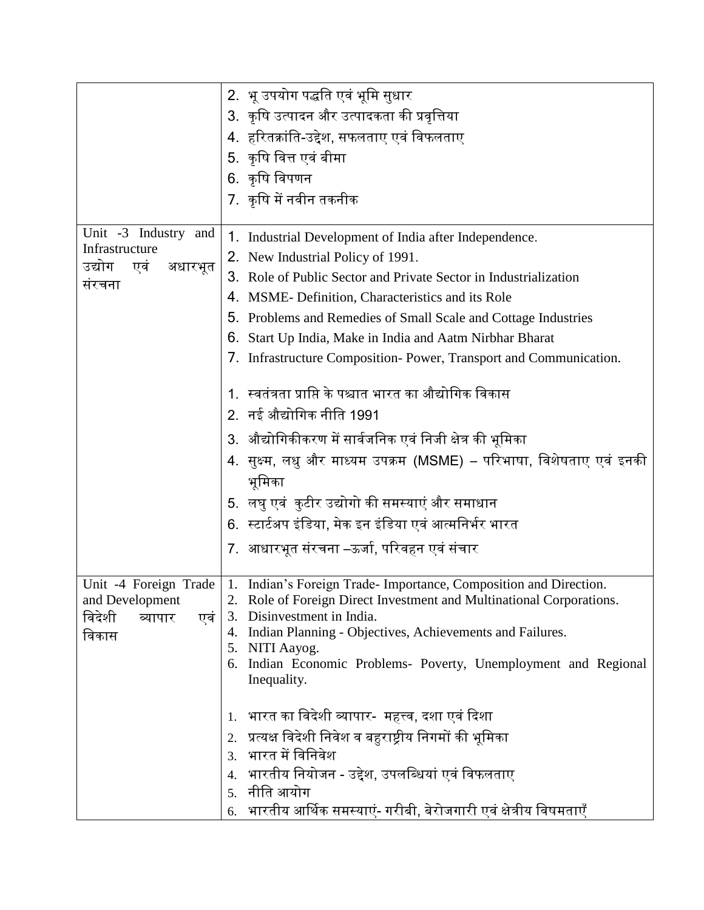| | |
|---|---|
| | 2. भू उपयोग पद्धति एवं भूमि सुधार<br>3. कृषि उत्पादन और उत्पादकता की प्रवृत्तिया<br>4. हरितक्रांति-उद्देश, सफलताए एवं विफलताए<br>5. कृषि वित्त एवं बीमा<br>6. कृषि विपणन<br>7. कृषि में नवीन तकनीक |
| Unit -3 Industry and Infrastructure<br>उद्योग एवं अधारभूत संरचना | 1. Industrial Development of India after Independence.<br>2. New Industrial Policy of 1991.<br>3. Role of Public Sector and Private Sector in Industrialization<br>4. MSME- Definition, Characteristics and its Role<br>5. Problems and Remedies of Small Scale and Cottage Industries<br>6. Start Up India, Make in India and Aatm Nirbhar Bharat<br>7. Infrastructure Composition- Power, Transport and Communication.<br><br>1. स्वतंत्रता प्राप्ति के पश्चात भारत का औद्योगिक विकास<br>2. नई औद्योगिक नीति 1991<br>3. औद्योगिकीकरण में सार्वजनिक एवं निजी क्षेत्र की भूमिका<br>4. सुक्ष्म, लधु और माध्यम उपक्रम (MSME) – परिभाषा, विशेषताए एवं इनकी भूमिका<br>5. लघु एवं कुटीर उद्योगो की समस्याएं और समाधान<br>6. स्टार्टअप इंडिया, मेक इन इंडिया एवं आत्मनिर्भर भारत<br>7. आधारभूत संरचना –ऊर्जा, परिवहन एवं संचार |
| Unit -4 Foreign Trade and Development<br>विदेशी व्यापार एवं विकास | 1. Indian's Foreign Trade- Importance, Composition and Direction.<br>2. Role of Foreign Direct Investment and Multinational Corporations.<br>3. Disinvestment in India.<br>4. Indian Planning - Objectives, Achievements and Failures.<br>5. NITI Aayog.<br>6. Indian Economic Problems- Poverty, Unemployment and Regional Inequality.<br><br>1. भारत का विदेशी व्यापार- महत्त्व, दशा एवं दिशा<br>2. प्रत्यक्ष विदेशी निवेश व बहुराष्ट्रीय निगमों की भूमिका<br>3. भारत में विनिवेश<br>4. भारतीय नियोजन - उद्देश, उपलब्धियां एवं विफलताए<br>5. नीति आयोग<br>6. भारतीय आर्थिक समस्याएं- गरीबी, बेरोजगारी एवं क्षेत्रीय विषमताएँ |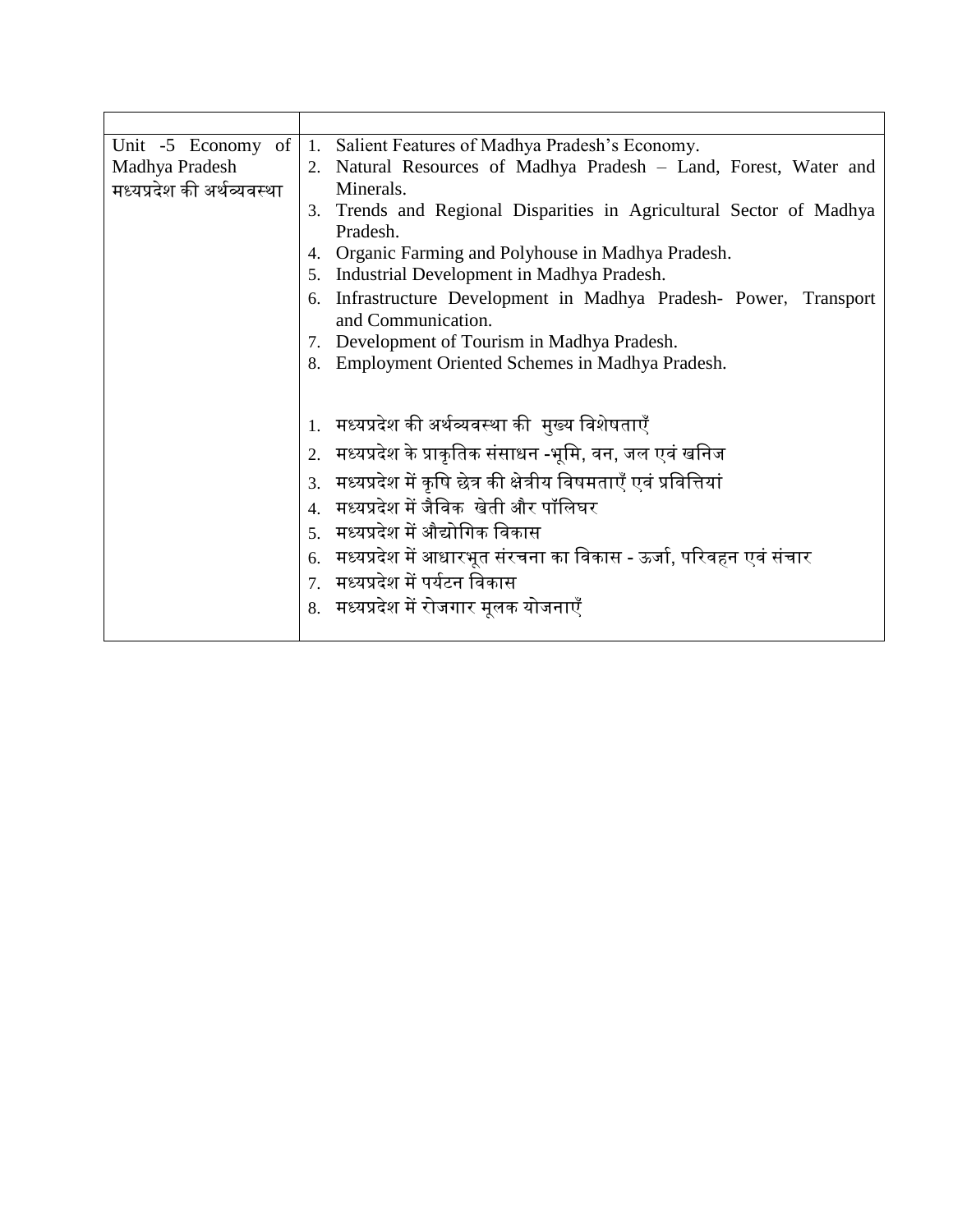| | |
|---|---|
| Unit -5 Economy of Madhya Pradesh<br>मध्यप्रदेश की अर्थव्यवस्था | 1. Salient Features of Madhya Pradesh's Economy.<br>2. Natural Resources of Madhya Pradesh – Land, Forest, Water and Minerals.<br>3. Trends and Regional Disparities in Agricultural Sector of Madhya Pradesh.<br>4. Organic Farming and Polyhouse in Madhya Pradesh.<br>5. Industrial Development in Madhya Pradesh.<br>6. Infrastructure Development in Madhya Pradesh- Power, Transport and Communication.<br>7. Development of Tourism in Madhya Pradesh.<br>8. Employment Oriented Schemes in Madhya Pradesh.<br><br>1. मध्यप्रदेश की अर्थव्यवस्था की मुख्य विशेषताएँ<br>2. मध्यप्रदेश के प्राकृतिक संसाधन -भूमि, वन, जल एवं खनिज<br>3. मध्यप्रदेश में कृषि छेत्र की क्षेत्रीय विषमताएँ एवं प्रवित्तियां<br>4. मध्यप्रदेश में जैविक खेती और पॉलिघर<br>5. मध्यप्रदेश में औद्योगिक विकास<br>6. मध्यप्रदेश में आधारभूत संरचना का विकास - ऊर्जा, परिवहन एवं संचार<br>7. मध्यप्रदेश में पर्यटन विकास<br>8. मध्यप्रदेश में रोजगार मूलक योजनाएँ |